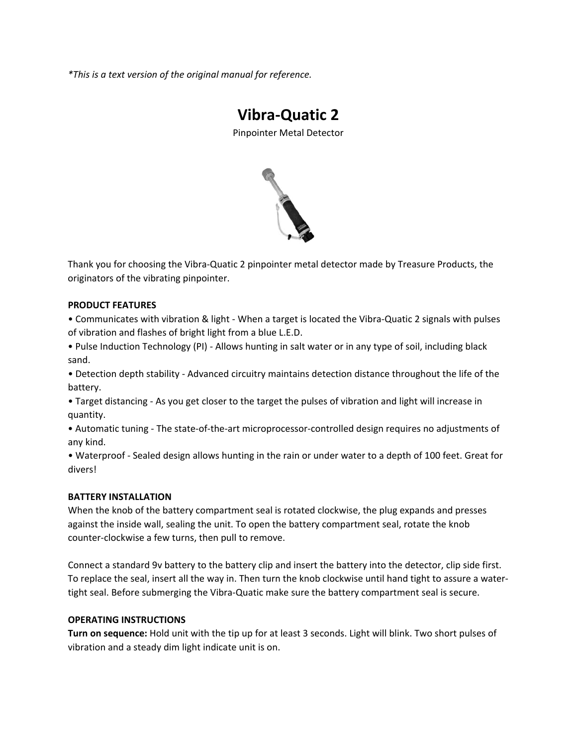*This is a text version of the original manual for reference.

# Vibra-Quatic 2

Pinpointer Metal Detector

Thank you for choosing the Vibra-Quatic 2 pinpointer metal detector made by Treasure Products, the originators of the vibrating pinpointer.

**PRODUCT FEATURES**

• Communicates with vibration & light - When a target is located the Vibra-Quatic 2 signals with pulses of vibration and flashes of bright light from a blue L.E.D.

• Pulse Induction Technology (PI) - Allows hunting in salt water or in any type of soil, including black sand.

• Detection depth stability - Advanced circuitry maintains detection distance throughout the life of the battery.

• Target distancing - As you get closer to the target the pulses of vibration and light will increase in quantity.

• Automatic tuning - The state-of-the-art microprocessor-controlled design requires no adjustments of any kind.

• Waterproof - Sealed design allows hunting in the rain or under water to a depth of 100 feet. Great for divers!

**BATTERY INSTALLATION**

When the knob of the battery compartment seal is rotated clockwise, the plug expands and presses against the inside wall, sealing the unit. To open the battery compartment seal, rotate the knob counter-clockwise a few turns, then pull to remove.

Connect a standard 9v battery to the battery clip and insert the battery into the detector, clip side first. To replace the seal, insert all the way in. Then turn the knob clockwise until hand tight to assure a water-tight seal. Before submerging the Vibra-Quatic make sure the battery compartment seal is secure.

**OPERATING INSTRUCTIONS**

**Turn on sequence:** Hold unit with the tip up for at least 3 seconds. Light will blink. Two short pulses of vibration and a steady dim light indicate unit is on.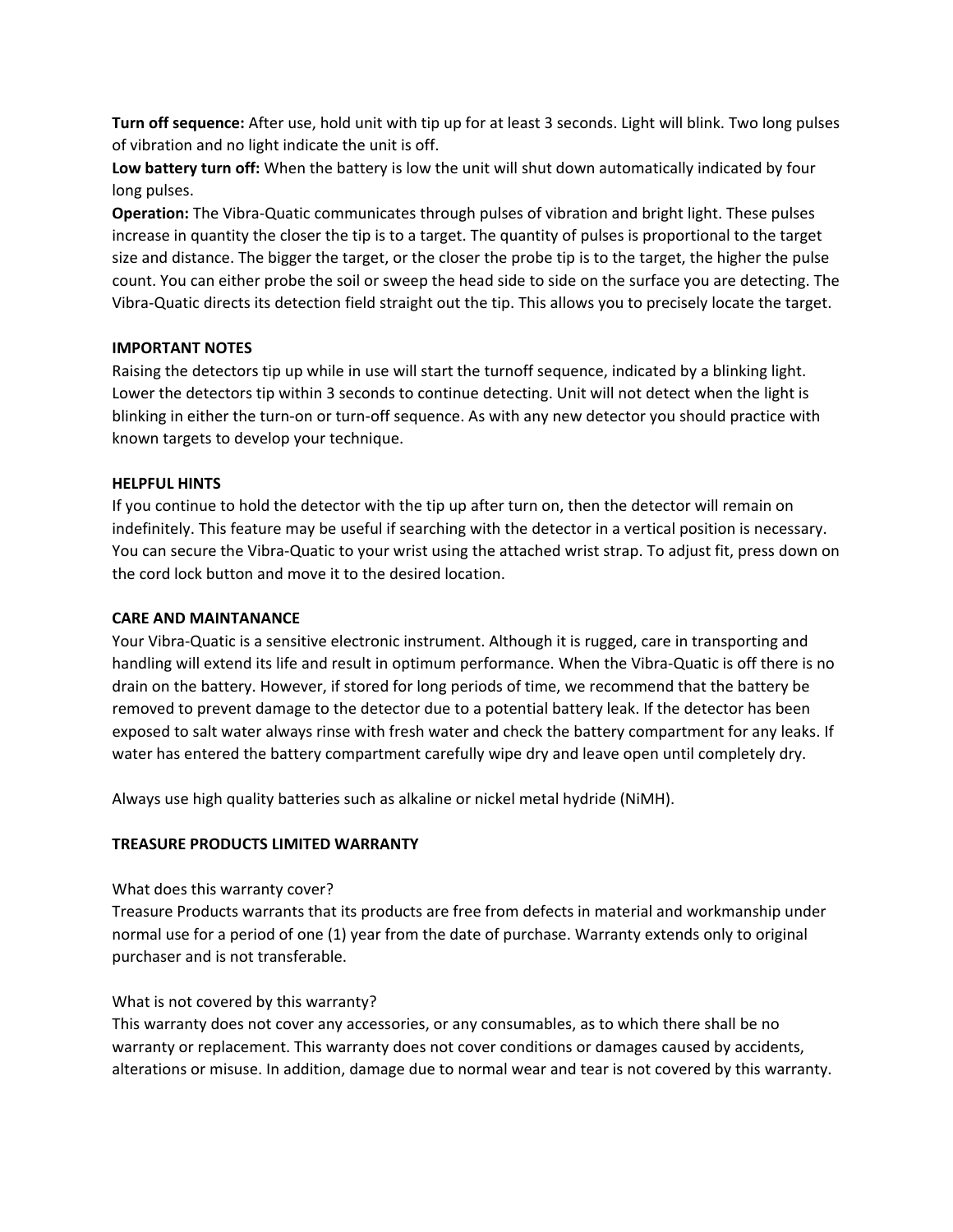**Turn off sequence:** After use, hold unit with tip up for at least 3 seconds. Light will blink. Two long pulses of vibration and no light indicate the unit is off.

**Low battery turn off:** When the battery is low the unit will shut down automatically indicated by four long pulses.

**Operation:** The Vibra-Quatic communicates through pulses of vibration and bright light. These pulses increase in quantity the closer the tip is to a target. The quantity of pulses is proportional to the target size and distance. The bigger the target, or the closer the probe tip is to the target, the higher the pulse count. You can either probe the soil or sweep the head side to side on the surface you are detecting. The Vibra-Quatic directs its detection field straight out the tip. This allows you to precisely locate the target.

## IMPORTANT NOTES

Raising the detectors tip up while in use will start the turnoff sequence, indicated by a blinking light. Lower the detectors tip within 3 seconds to continue detecting. Unit will not detect when the light is blinking in either the turn-on or turn-off sequence. As with any new detector you should practice with known targets to develop your technique.

## HELPFUL HINTS

If you continue to hold the detector with the tip up after turn on, then the detector will remain on indefinitely. This feature may be useful if searching with the detector in a vertical position is necessary. You can secure the Vibra-Quatic to your wrist using the attached wrist strap. To adjust fit, press down on the cord lock button and move it to the desired location.

## CARE AND MAINTANANCE

Your Vibra-Quatic is a sensitive electronic instrument. Although it is rugged, care in transporting and handling will extend its life and result in optimum performance. When the Vibra-Quatic is off there is no drain on the battery. However, if stored for long periods of time, we recommend that the battery be removed to prevent damage to the detector due to a potential battery leak. If the detector has been exposed to salt water always rinse with fresh water and check the battery compartment for any leaks. If water has entered the battery compartment carefully wipe dry and leave open until completely dry.

Always use high quality batteries such as alkaline or nickel metal hydride (NiMH).

## TREASURE PRODUCTS LIMITED WARRANTY

What does this warranty cover?

Treasure Products warrants that its products are free from defects in material and workmanship under normal use for a period of one (1) year from the date of purchase. Warranty extends only to original purchaser and is not transferable.

What is not covered by this warranty?

This warranty does not cover any accessories, or any consumables, as to which there shall be no warranty or replacement. This warranty does not cover conditions or damages caused by accidents, alterations or misuse. In addition, damage due to normal wear and tear is not covered by this warranty.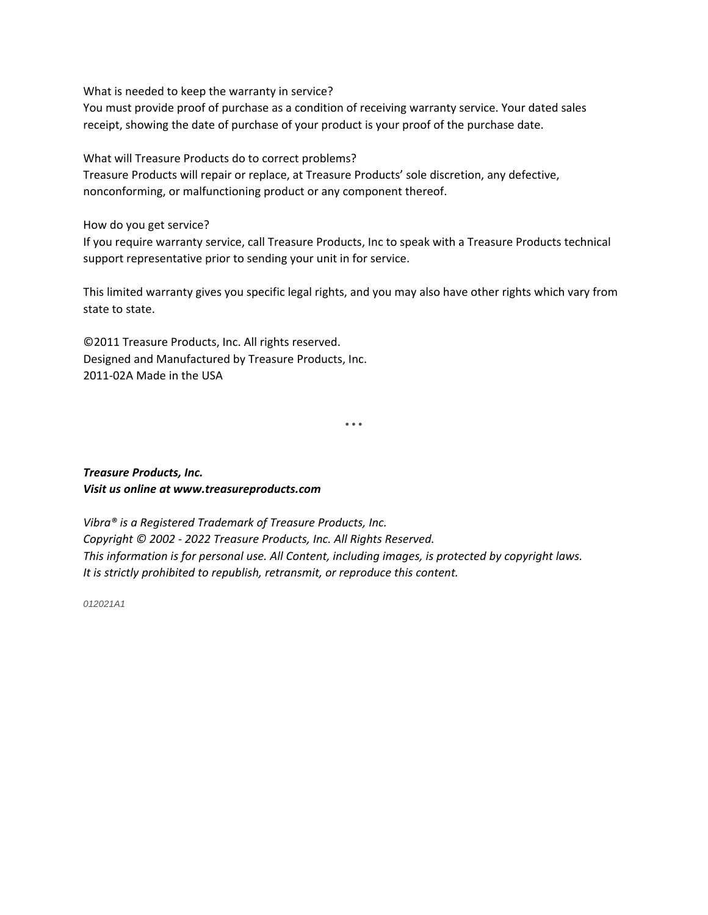What is needed to keep the warranty in service?
You must provide proof of purchase as a condition of receiving warranty service. Your dated sales receipt, showing the date of purchase of your product is your proof of the purchase date.

What will Treasure Products do to correct problems?
Treasure Products will repair or replace, at Treasure Products' sole discretion, any defective, nonconforming, or malfunctioning product or any component thereof.

How do you get service?
If you require warranty service, call Treasure Products, Inc to speak with a Treasure Products technical support representative prior to sending your unit in for service.

This limited warranty gives you specific legal rights, and you may also have other rights which vary from state to state.

©2011 Treasure Products, Inc. All rights reserved.
Designed and Manufactured by Treasure Products, Inc.
2011-02A Made in the USA

• • •

***Treasure Products, Inc.***
***Visit us online at www.treasureproducts.com***

*Vibra® is a Registered Trademark of Treasure Products, Inc.*
*Copyright © 2002 - 2022 Treasure Products, Inc. All Rights Reserved.*
*This information is for personal use. All Content, including images, is protected by copyright laws.*
*It is strictly prohibited to republish, retransmit, or reproduce this content.*

*012021A1*